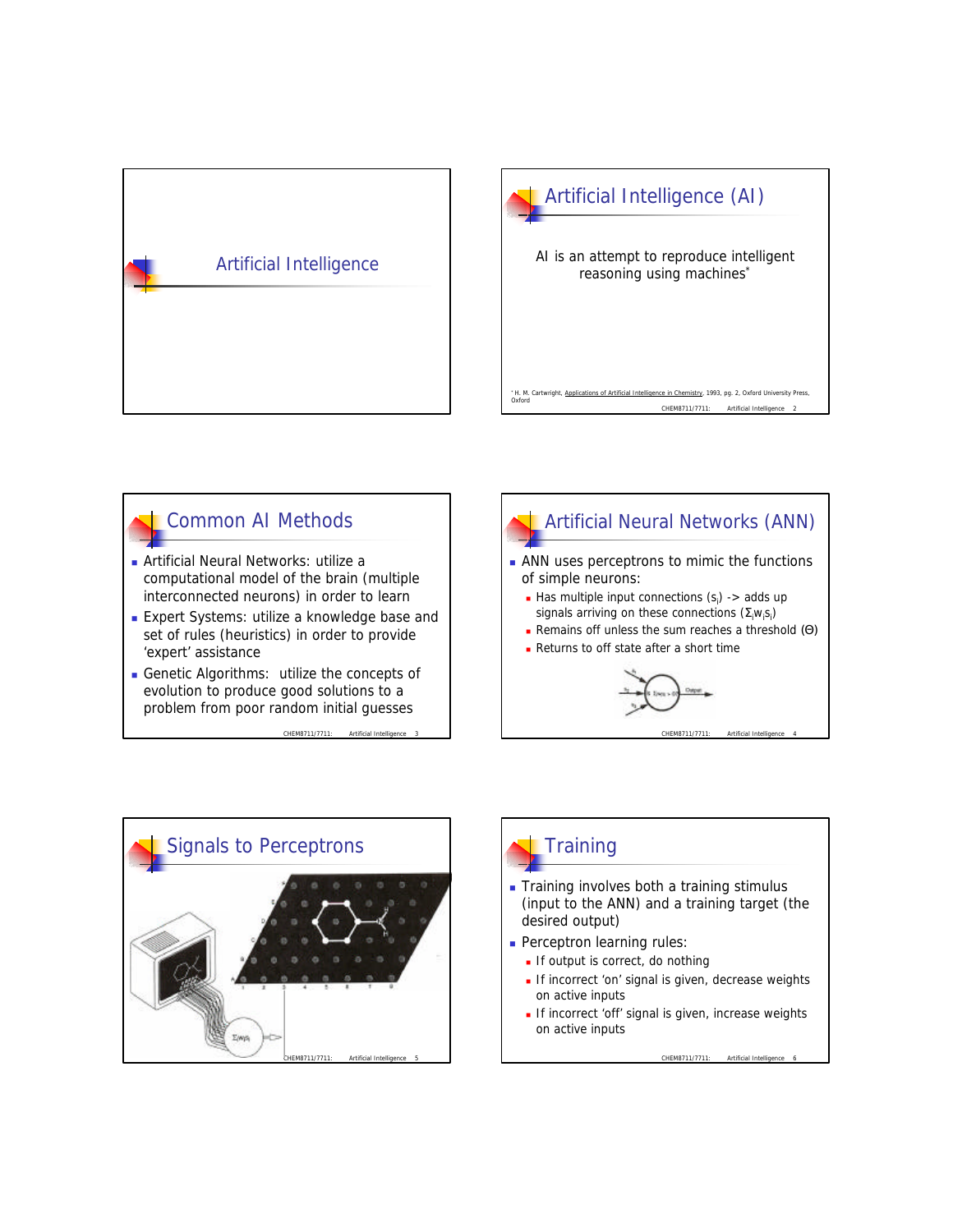# Artificial Intelligence

## Artificial Intelligence (AI)

AI is an attempt to reproduce intelligent reasoning using machines*

* H. M. Cartwright, Applications of Artificial Intelligence in Chemistry, 1993, pg. 2, Oxford University Press, Oxford

## Common AI Methods

- Artificial Neural Networks: utilize a computational model of the brain (multiple interconnected neurons) in order to learn
- Expert Systems: utilize a knowledge base and set of rules (heuristics) in order to provide 'expert' assistance
- Genetic Algorithms: utilize the concepts of evolution to produce good solutions to a problem from poor random initial guesses

## Artificial Neural Networks (ANN)

- ANN uses perceptrons to mimic the functions of simple neurons:
  - Has multiple input connections ($s_i$) -> adds up signals arriving on these connections ($\Sigma_i w_i s_i$)
  - Remains off unless the sum reaches a threshold ($\Theta$)
  - Returns to off state after a short time

## Signals to Perceptrons

## Training

- Training involves both a training stimulus (input to the ANN) and a training target (the desired output)
- Perceptron learning rules:
  - If output is correct, do nothing
  - If incorrect 'on' signal is given, decrease weights on active inputs
  - If incorrect 'off' signal is given, increase weights on active inputs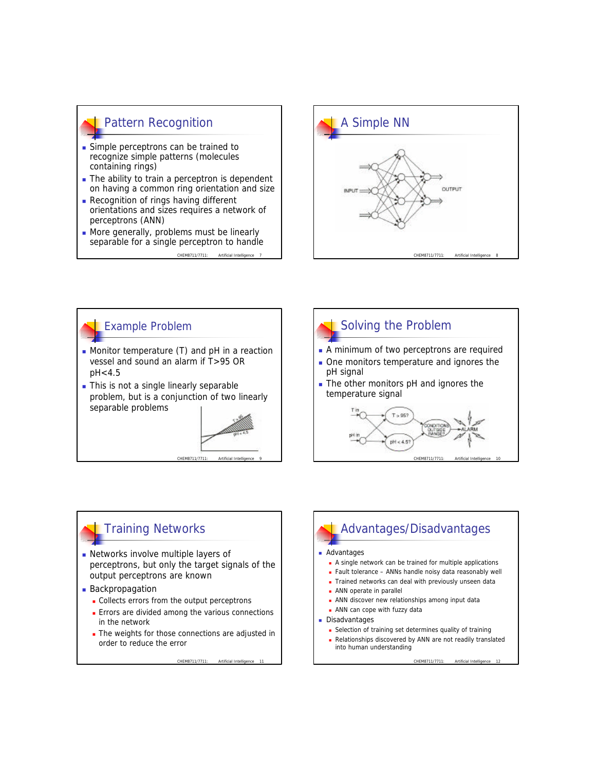## Pattern Recognition

- Simple perceptrons can be trained to recognize simple patterns (molecules containing rings)
- The ability to train a perceptron is dependent on having a common ring orientation and size
- Recognition of rings having different orientations and sizes requires a network of perceptrons (ANN)
- More generally, problems must be linearly separable for a single perceptron to handle

## A Simple NN

## Example Problem

- Monitor temperature (T) and pH in a reaction vessel and sound an alarm if T>95 OR pH<4.5
- This is not a single linearly separable problem, but is a conjunction of two linearly separable problems

## Solving the Problem

- A minimum of two perceptrons are required
- One monitors temperature and ignores the pH signal
- The other monitors pH and ignores the temperature signal

## Training Networks

- Networks involve multiple layers of perceptrons, but only the target signals of the output perceptrons are known
- Backpropagation
  - Collects errors from the output perceptrons
  - Errors are divided among the various connections in the network
  - The weights for those connections are adjusted in order to reduce the error

## Advantages/Disadvantages

- Advantages
  - A single network can be trained for multiple applications
  - Fault tolerance – ANNs handle noisy data reasonably well
  - Trained networks can deal with previously unseen data
  - ANN operate in parallel
  - ANN discover new relationships among input data
  - ANN can cope with fuzzy data
- Disadvantages
  - Selection of training set determines quality of training
  - Relationships discovered by ANN are not readily translated into human understanding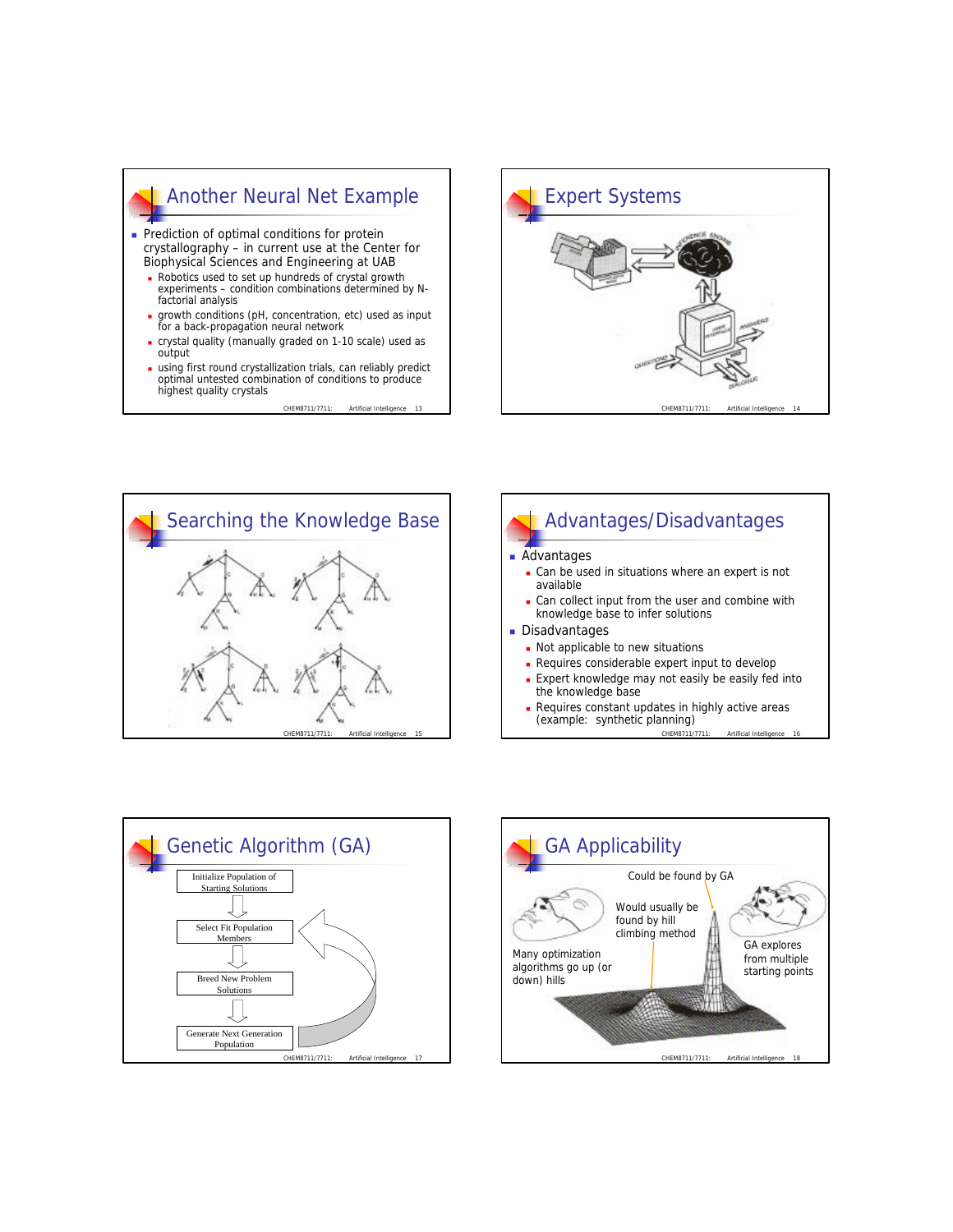## Another Neural Net Example

- Prediction of optimal conditions for protein crystallography – in current use at the Center for Biophysical Sciences and Engineering at UAB
  - Robotics used to set up hundreds of crystal growth experiments – condition combinations determined by N-factorial analysis
  - growth conditions (pH, concentration, etc) used as input for a back-propagation neural network
  - crystal quality (manually graded on 1-10 scale) used as output
  - using first round crystallization trials, can reliably predict optimal untested combination of conditions to produce highest quality crystals

## Expert Systems

## Searching the Knowledge Base

## Advantages/Disadvantages

- Advantages
  - Can be used in situations where an expert is not available
  - Can collect input from the user and combine with knowledge base to infer solutions
- Disadvantages
  - Not applicable to new situations
  - Requires considerable expert input to develop
  - Expert knowledge may not easily be easily fed into the knowledge base
  - Requires constant updates in highly active areas (example: synthetic planning)

## Genetic Algorithm (GA)

Initialize Population of Starting Solutions → Select Fit Population Members → Breed New Problem Solutions → Generate Next Generation Population → (back to Select Fit Population Members)

## GA Applicability

Could be found by GA

Would usually be found by hill climbing method

Many optimization algorithms go up (or down) hills

GA explores from multiple starting points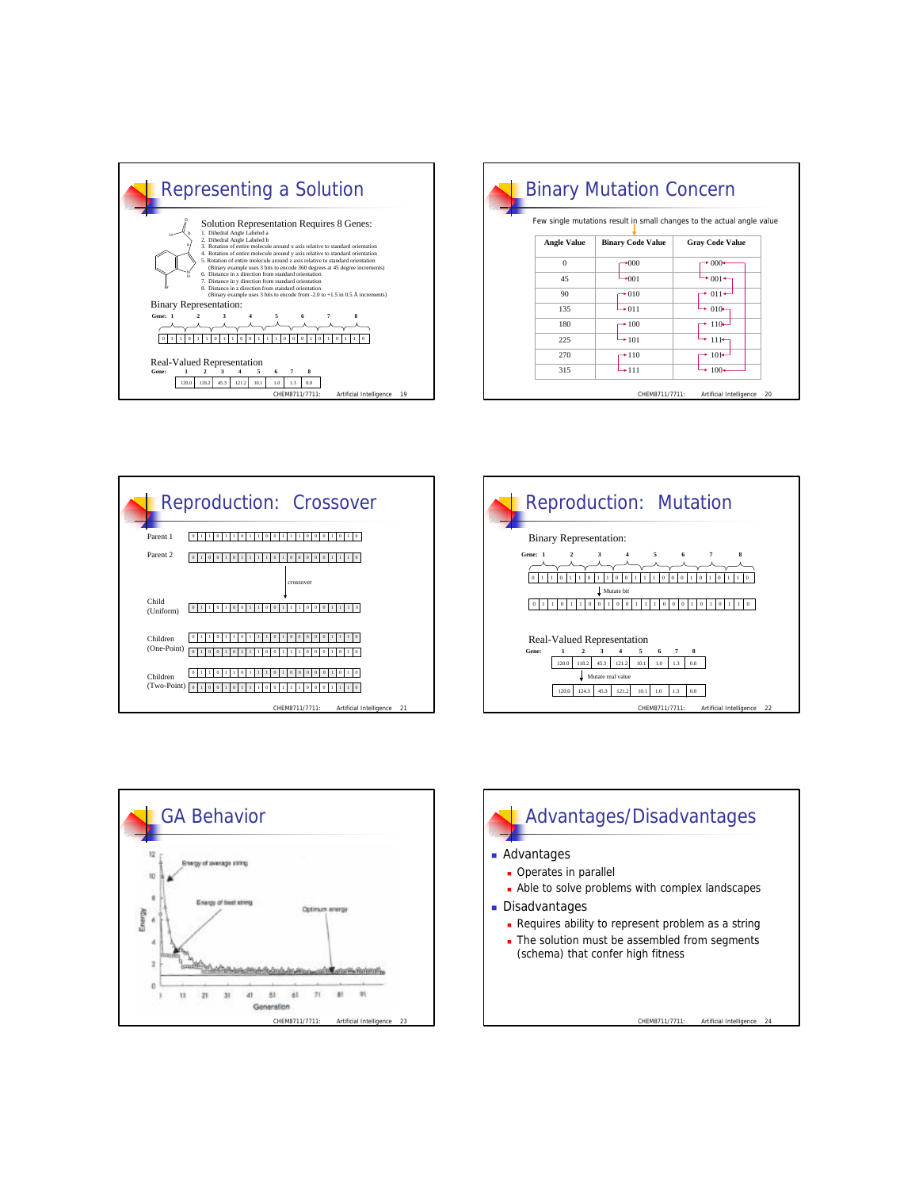## Representing a Solution

Solution Representation Requires 8 Genes:

1. Dihedral Angle Labeled a
2. Dihedral Angle Labeled b
3. Rotation of entire molecule around x axis relative to standard orientation
4. Rotation of entire molecule around y axis relative to standard orientation
5. Rotation of entire molecule around z axis relative to standard orientation
   (Binary example uses 3 bits to encode 360 degrees at 45 degree increments)
6. Distance in x direction from standard orientation
7. Distance in y direction from standard orientation
8. Distance in z direction from standard orientation
   (Binary example uses 3 bits to encode from -2.0 to +1.5 in 0.5 Å increments)

Binary Representation:

Gene: 1 2 3 4 5 6 7 8

0 1 1 0 1 1 0 1 1 0 0 1 1 1 0 0 0 1 0 1 0 1 1 0

Real-Valued Representation

| Gene: | 1 | 2 | 3 | 4 | 5 | 6 | 7 | 8 |
|---|---|---|---|---|---|---|---|---|
| | 120.0 | 118.2 | 45.3 | 121.2 | 10.1 | 1.0 | 1.3 | 0.8 |

## Binary Mutation Concern

Few single mutations result in small changes to the actual angle value

| Angle Value | Binary Code Value | Gray Code Value |
|---|---|---|
| 0 | 000 | 000 |
| 45 | 001 | 001 |
| 90 | 010 | 011 |
| 135 | 011 | 010 |
| 180 | 100 | 110 |
| 225 | 101 | 111 |
| 270 | 110 | 101 |
| 315 | 111 | 100 |

## Reproduction: Crossover

Parent 1: 0 1 1 0 1 1 0 1 1 0 0 1 1 1 0 0 0 1 0 1 0 1 1 0

Parent 2: 0 1 0 0 1 0 1 1 1 0 1 0 0 0 0 0 0 1 1 0

crossover

Child (Uniform): 0 1 1 0 1 0 0 1 1 0 0 1 1 1 0 0 0 1 0 1 1 0

Children (One-Point)

Children (Two-Point)

## Reproduction: Mutation

Binary Representation:

Gene: 1 2 3 4 5 6 7 8

0 1 1 0 1 1 0 1 1 0 0 1 1 1 0 0 0 1 0 1 0 1 1 0

Mutate bit

0 1 1 0 1 1 0 0 1 0 0 1 1 1 0 0 0 1 0 1 0 1 1 0

Real-Valued Representation

| Gene: | 1 | 2 | 3 | 4 | 5 | 6 | 7 | 8 |
|---|---|---|---|---|---|---|---|---|
| | 120.0 | 118.2 | 45.3 | 121.2 | 10.1 | 1.0 | 1.3 | 0.8 |

Mutate real value

| 120.0 | 124.3 | 45.3 | 121.2 | 10.1 | 1.0 | 1.3 | 0.8 |
|---|---|---|---|---|---|---|---|

## GA Behavior

Energy of average string

Energy of best string

Optimum energy

Energy

Generation

## Advantages/Disadvantages

- Advantages
  - Operates in parallel
  - Able to solve problems with complex landscapes
- Disadvantages
  - Requires ability to represent problem as a string
  - The solution must be assembled from segments (schema) that confer high fitness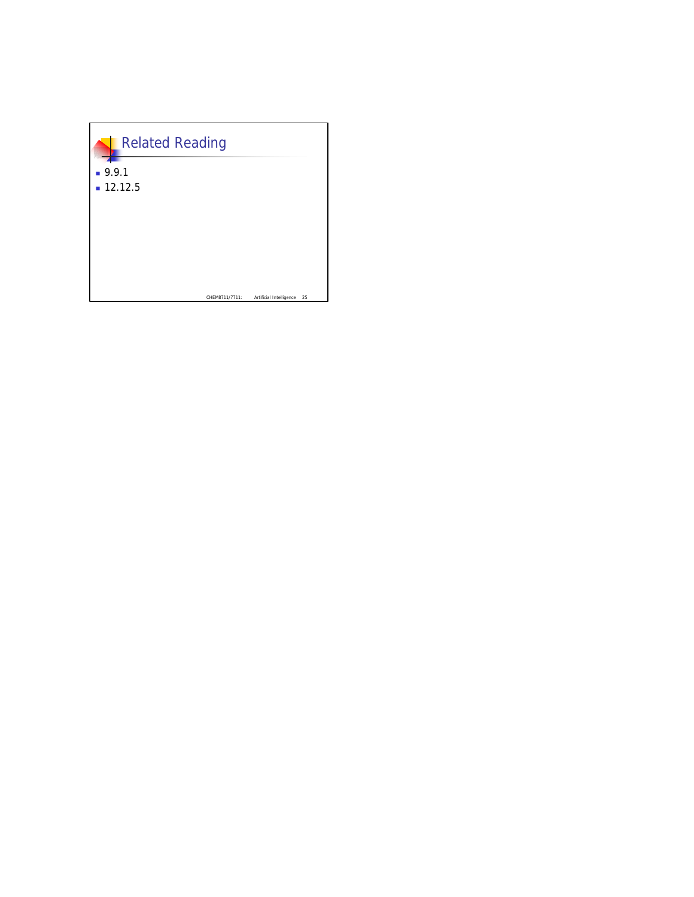# Related Reading

- 9.9.1
- 12.12.5